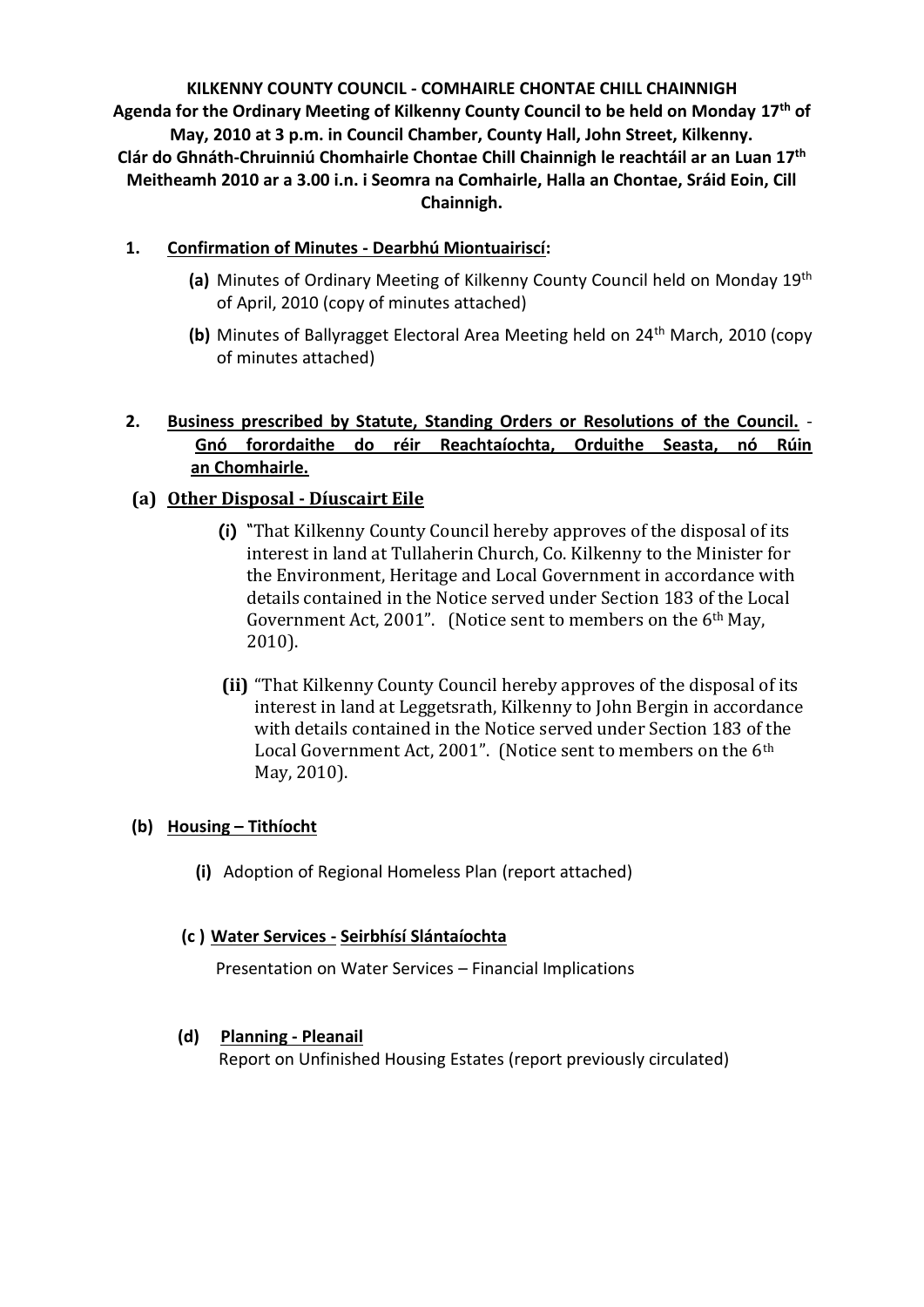**KILKENNY COUNTY COUNCIL - COMHAIRLE CHONTAE CHILL CHAINNIGH**
**Agenda for the Ordinary Meeting of Kilkenny County Council to be held on Monday 17th of May, 2010 at 3 p.m. in Council Chamber, County Hall, John Street, Kilkenny.**
**Clár do Ghnáth-Chruinniú Chomhairle Chontae Chill Chainnigh le reachtáil ar an Luan 17th Meitheamh 2010 ar a 3.00 i.n. i Seomra na Comhairle, Halla an Chontae, Sráid Eoin, Cill Chainnigh.**

1. **Confirmation of Minutes - Dearbhú Miontuairiscí:**

   **(a)** Minutes of Ordinary Meeting of Kilkenny County Council held on Monday 19th of April, 2010 (copy of minutes attached)

   **(b)** Minutes of Ballyragget Electoral Area Meeting held on 24th March, 2010 (copy of minutes attached)

2. **Business prescribed by Statute, Standing Orders or Resolutions of the Council. - Gnó forordaithe do réir Reachtaíochta, Orduithe Seasta, nó Rúin an Chomhairle.**

**(a) Other Disposal - Díuscairt Eile**

**(i)** "That Kilkenny County Council hereby approves of the disposal of its interest in land at Tullaherin Church, Co. Kilkenny to the Minister for the Environment, Heritage and Local Government in accordance with details contained in the Notice served under Section 183 of the Local Government Act, 2001". (Notice sent to members on the 6th May, 2010).

**(ii)** "That Kilkenny County Council hereby approves of the disposal of its interest in land at Leggetsrath, Kilkenny to John Bergin in accordance with details contained in the Notice served under Section 183 of the Local Government Act, 2001". (Notice sent to members on the 6th May, 2010).

**(b) Housing – Tithíocht**

**(i)** Adoption of Regional Homeless Plan (report attached)

**(c ) Water Services - Seirbhísí Slántaíochta**

Presentation on Water Services – Financial Implications

**(d) Planning - Pleanail**

Report on Unfinished Housing Estates (report previously circulated)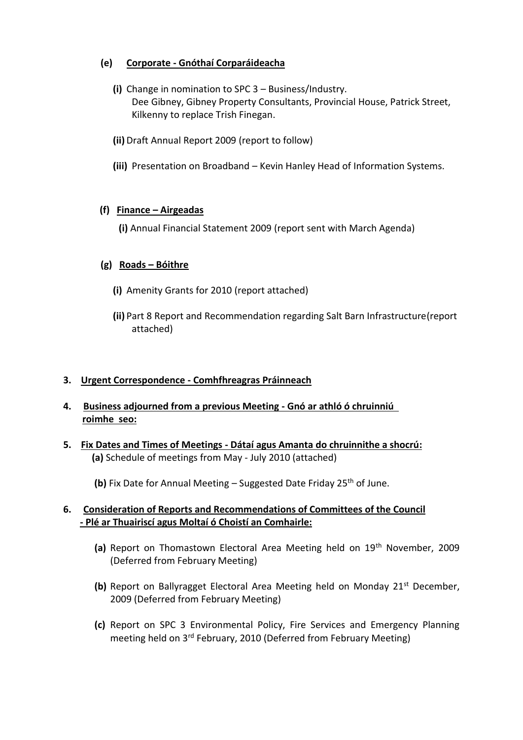**(e) Corporate - Gnóthaí Corparáideacha**

**(i)** Change in nomination to SPC 3 – Business/Industry. Dee Gibney, Gibney Property Consultants, Provincial House, Patrick Street, Kilkenny to replace Trish Finegan.

**(ii)** Draft Annual Report 2009 (report to follow)

**(iii)** Presentation on Broadband – Kevin Hanley Head of Information Systems.

**(f) Finance – Airgeadas**

**(i)** Annual Financial Statement 2009 (report sent with March Agenda)

**(g) Roads – Bóithre**

**(i)** Amenity Grants for 2010 (report attached)

**(ii)** Part 8 Report and Recommendation regarding Salt Barn Infrastructure(report attached)

**3. Urgent Correspondence - Comhfhreagras Práinneach**

**4. Business adjourned from a previous Meeting - Gnó ar athló ó chruinniú roimhe seo:**

**5. Fix Dates and Times of Meetings - Dátaí agus Amanta do chruinnithe a shocrú:**

**(a)** Schedule of meetings from May - July 2010 (attached)

**(b)** Fix Date for Annual Meeting – Suggested Date Friday 25th of June.

**6. Consideration of Reports and Recommendations of Committees of the Council - Plé ar Thuairiscí agus Moltaí ó Choistí an Comhairle:**

**(a)** Report on Thomastown Electoral Area Meeting held on 19th November, 2009 (Deferred from February Meeting)

**(b)** Report on Ballyragget Electoral Area Meeting held on Monday 21st December, 2009 (Deferred from February Meeting)

**(c)** Report on SPC 3 Environmental Policy, Fire Services and Emergency Planning meeting held on 3rd February, 2010 (Deferred from February Meeting)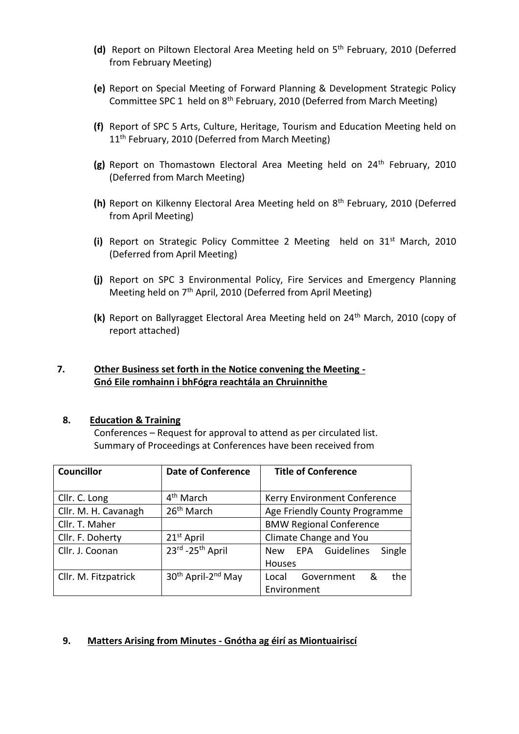**(d)** Report on Piltown Electoral Area Meeting held on 5th February, 2010 (Deferred from February Meeting)

**(e)** Report on Special Meeting of Forward Planning & Development Strategic Policy Committee SPC 1 held on 8th February, 2010 (Deferred from March Meeting)

**(f)** Report of SPC 5 Arts, Culture, Heritage, Tourism and Education Meeting held on 11th February, 2010 (Deferred from March Meeting)

**(g)** Report on Thomastown Electoral Area Meeting held on 24th February, 2010 (Deferred from March Meeting)

**(h)** Report on Kilkenny Electoral Area Meeting held on 8th February, 2010 (Deferred from April Meeting)

**(i)** Report on Strategic Policy Committee 2 Meeting held on 31st March, 2010 (Deferred from April Meeting)

**(j)** Report on SPC 3 Environmental Policy, Fire Services and Emergency Planning Meeting held on 7th April, 2010 (Deferred from April Meeting)

**(k)** Report on Ballyragget Electoral Area Meeting held on 24th March, 2010 (copy of report attached)

**7. Other Business set forth in the Notice convening the Meeting - Gnó Eile romhainn i bhFógra reachtála an Chruinnithe**

**8. Education & Training**

Conferences – Request for approval to attend as per circulated list.
Summary of Proceedings at Conferences have been received from

| Councillor | Date of Conference | Title of Conference |
|---|---|---|
| Cllr. C. Long | 4th March | Kerry Environment Conference |
| Cllr. M. H. Cavanagh | 26th March | Age Friendly County Programme |
| Cllr. T. Maher | | BMW Regional Conference |
| Cllr. F. Doherty | 21st April | Climate Change and You |
| Cllr. J. Coonan | 23rd -25th April | New EPA Guidelines Single Houses |
| Cllr. M. Fitzpatrick | 30th April-2nd May | Local Government & the Environment |

**9. Matters Arising from Minutes - Gnótha ag éirí as Miontuairiscí**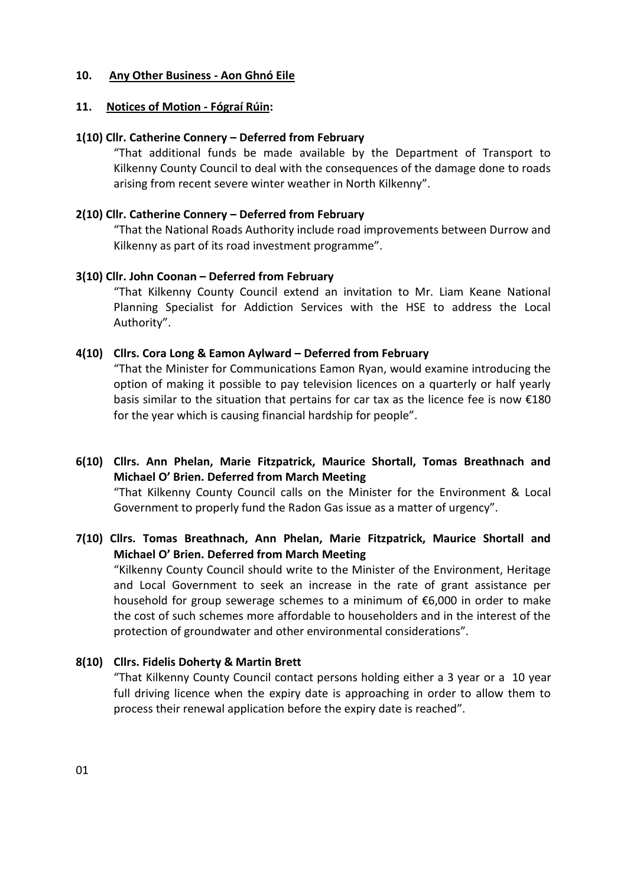**10. Any Other Business - Aon Ghnó Eile**

**11. Notices of Motion - Fógraí Rúin:**

**1(10) Cllr. Catherine Connery – Deferred from February**

"That additional funds be made available by the Department of Transport to Kilkenny County Council to deal with the consequences of the damage done to roads arising from recent severe winter weather in North Kilkenny".

**2(10) Cllr. Catherine Connery – Deferred from February**

"That the National Roads Authority include road improvements between Durrow and Kilkenny as part of its road investment programme".

**3(10) Cllr. John Coonan – Deferred from February**

"That Kilkenny County Council extend an invitation to Mr. Liam Keane National Planning Specialist for Addiction Services with the HSE to address the Local Authority".

**4(10) Cllrs. Cora Long & Eamon Aylward – Deferred from February**

"That the Minister for Communications Eamon Ryan, would examine introducing the option of making it possible to pay television licences on a quarterly or half yearly basis similar to the situation that pertains for car tax as the licence fee is now €180 for the year which is causing financial hardship for people".

**6(10) Cllrs. Ann Phelan, Marie Fitzpatrick, Maurice Shortall, Tomas Breathnach and Michael O' Brien. Deferred from March Meeting**

"That Kilkenny County Council calls on the Minister for the Environment & Local Government to properly fund the Radon Gas issue as a matter of urgency".

**7(10) Cllrs. Tomas Breathnach, Ann Phelan, Marie Fitzpatrick, Maurice Shortall and Michael O' Brien. Deferred from March Meeting**

"Kilkenny County Council should write to the Minister of the Environment, Heritage and Local Government to seek an increase in the rate of grant assistance per household for group sewerage schemes to a minimum of €6,000 in order to make the cost of such schemes more affordable to householders and in the interest of the protection of groundwater and other environmental considerations".

**8(10) Cllrs. Fidelis Doherty & Martin Brett**

"That Kilkenny County Council contact persons holding either a 3 year or a 10 year full driving licence when the expiry date is approaching in order to allow them to process their renewal application before the expiry date is reached".

01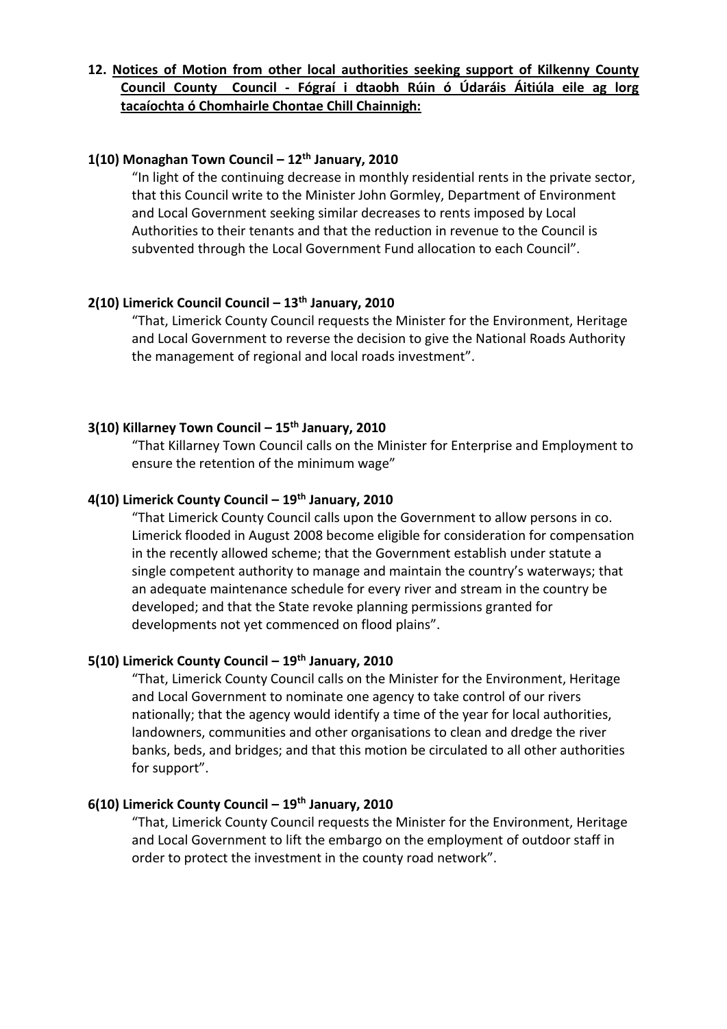## 12. Notices of Motion from other local authorities seeking support of Kilkenny County Council County Council - Fógraí i dtaobh Rúin ó Údaráis Áitiúla eile ag lorg tacaíochta ó Chomhairle Chontae Chill Chainnigh:

**1(10) Monaghan Town Council – 12th January, 2010**

"In light of the continuing decrease in monthly residential rents in the private sector, that this Council write to the Minister John Gormley, Department of Environment and Local Government seeking similar decreases to rents imposed by Local Authorities to their tenants and that the reduction in revenue to the Council is subvented through the Local Government Fund allocation to each Council".

**2(10) Limerick Council Council – 13th January, 2010**

"That, Limerick County Council requests the Minister for the Environment, Heritage and Local Government to reverse the decision to give the National Roads Authority the management of regional and local roads investment".

**3(10) Killarney Town Council – 15th January, 2010**

"That Killarney Town Council calls on the Minister for Enterprise and Employment to ensure the retention of the minimum wage"

**4(10) Limerick County Council – 19th January, 2010**

"That Limerick County Council calls upon the Government to allow persons in co. Limerick flooded in August 2008 become eligible for consideration for compensation in the recently allowed scheme; that the Government establish under statute a single competent authority to manage and maintain the country's waterways; that an adequate maintenance schedule for every river and stream in the country be developed; and that the State revoke planning permissions granted for developments not yet commenced on flood plains".

**5(10) Limerick County Council – 19th January, 2010**

"That, Limerick County Council calls on the Minister for the Environment, Heritage and Local Government to nominate one agency to take control of our rivers nationally; that the agency would identify a time of the year for local authorities, landowners, communities and other organisations to clean and dredge the river banks, beds, and bridges; and that this motion be circulated to all other authorities for support".

**6(10) Limerick County Council – 19th January, 2010**

"That, Limerick County Council requests the Minister for the Environment, Heritage and Local Government to lift the embargo on the employment of outdoor staff in order to protect the investment in the county road network".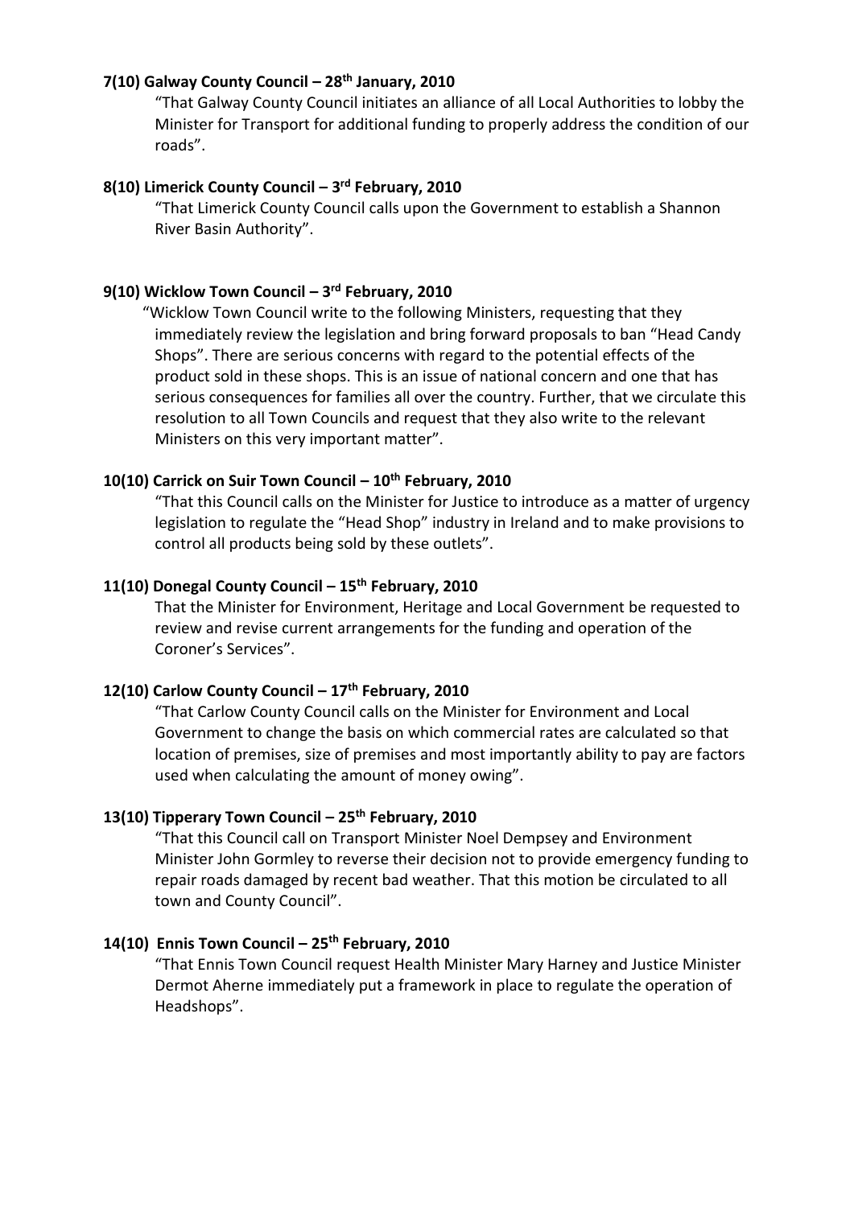**7(10) Galway County Council – 28th January, 2010**

"That Galway County Council initiates an alliance of all Local Authorities to lobby the Minister for Transport for additional funding to properly address the condition of our roads".

**8(10) Limerick County Council – 3rd February, 2010**

"That Limerick County Council calls upon the Government to establish a Shannon River Basin Authority".

**9(10) Wicklow Town Council – 3rd February, 2010**

"Wicklow Town Council write to the following Ministers, requesting that they immediately review the legislation and bring forward proposals to ban "Head Candy Shops". There are serious concerns with regard to the potential effects of the product sold in these shops. This is an issue of national concern and one that has serious consequences for families all over the country. Further, that we circulate this resolution to all Town Councils and request that they also write to the relevant Ministers on this very important matter".

**10(10) Carrick on Suir Town Council – 10th February, 2010**

"That this Council calls on the Minister for Justice to introduce as a matter of urgency legislation to regulate the "Head Shop" industry in Ireland and to make provisions to control all products being sold by these outlets".

**11(10) Donegal County Council – 15th February, 2010**

That the Minister for Environment, Heritage and Local Government be requested to review and revise current arrangements for the funding and operation of the Coroner's Services".

**12(10) Carlow County Council – 17th February, 2010**

"That Carlow County Council calls on the Minister for Environment and Local Government to change the basis on which commercial rates are calculated so that location of premises, size of premises and most importantly ability to pay are factors used when calculating the amount of money owing".

**13(10) Tipperary Town Council – 25th February, 2010**

"That this Council call on Transport Minister Noel Dempsey and Environment Minister John Gormley to reverse their decision not to provide emergency funding to repair roads damaged by recent bad weather. That this motion be circulated to all town and County Council".

**14(10) Ennis Town Council – 25th February, 2010**

"That Ennis Town Council request Health Minister Mary Harney and Justice Minister Dermot Aherne immediately put a framework in place to regulate the operation of Headshops".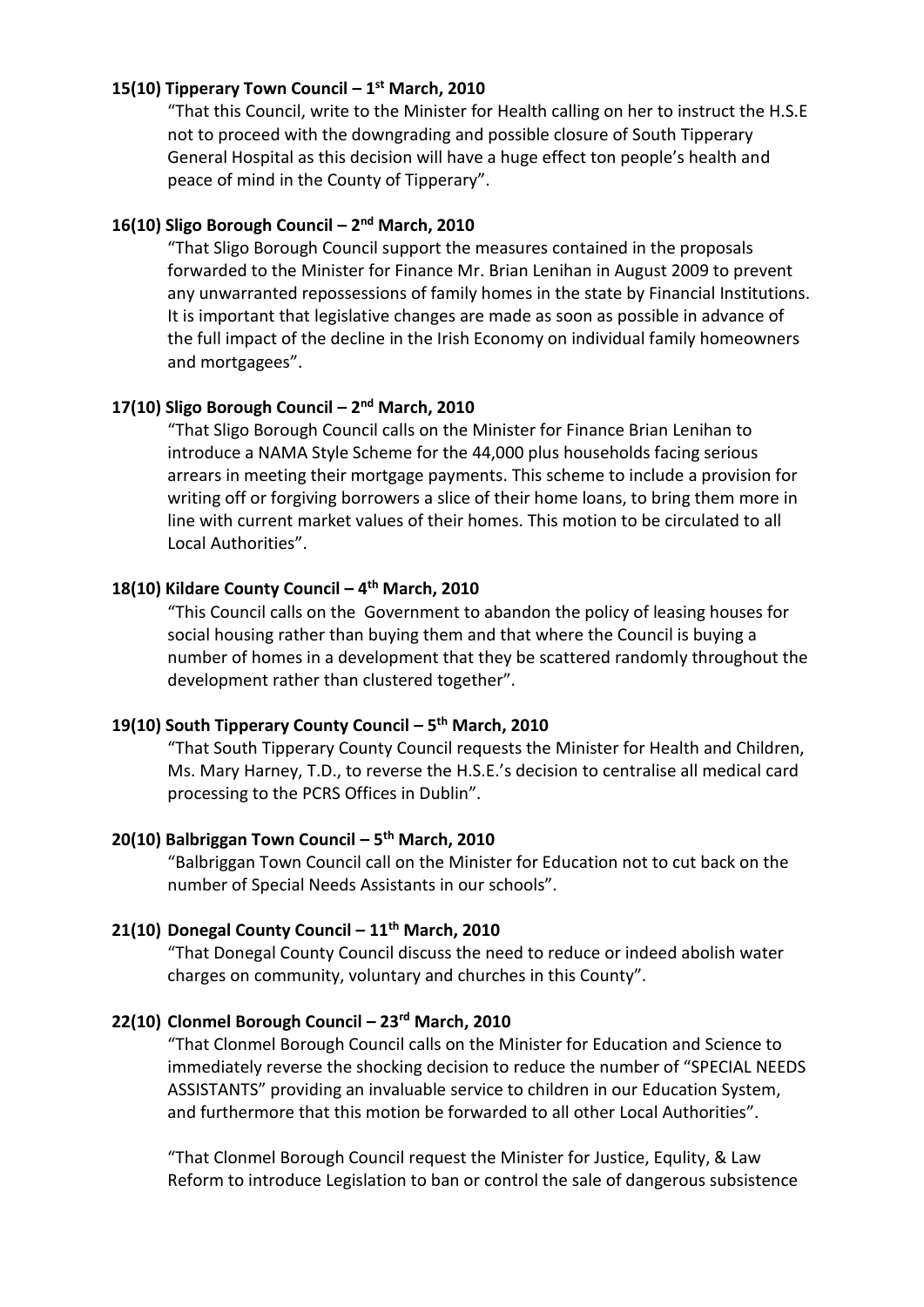**15(10) Tipperary Town Council – 1st March, 2010**

"That this Council, write to the Minister for Health calling on her to instruct the H.S.E not to proceed with the downgrading and possible closure of South Tipperary General Hospital as this decision will have a huge effect ton people's health and peace of mind in the County of Tipperary".

**16(10) Sligo Borough Council – 2nd March, 2010**

"That Sligo Borough Council support the measures contained in the proposals forwarded to the Minister for Finance Mr. Brian Lenihan in August 2009 to prevent any unwarranted repossessions of family homes in the state by Financial Institutions. It is important that legislative changes are made as soon as possible in advance of the full impact of the decline in the Irish Economy on individual family homeowners and mortgagees".

**17(10) Sligo Borough Council – 2nd March, 2010**

"That Sligo Borough Council calls on the Minister for Finance Brian Lenihan to introduce a NAMA Style Scheme for the 44,000 plus households facing serious arrears in meeting their mortgage payments. This scheme to include a provision for writing off or forgiving borrowers a slice of their home loans, to bring them more in line with current market values of their homes. This motion to be circulated to all Local Authorities".

**18(10) Kildare County Council – 4th March, 2010**

"This Council calls on the Government to abandon the policy of leasing houses for social housing rather than buying them and that where the Council is buying a number of homes in a development that they be scattered randomly throughout the development rather than clustered together".

**19(10) South Tipperary County Council – 5th March, 2010**

"That South Tipperary County Council requests the Minister for Health and Children, Ms. Mary Harney, T.D., to reverse the H.S.E.'s decision to centralise all medical card processing to the PCRS Offices in Dublin".

**20(10) Balbriggan Town Council – 5th March, 2010**

"Balbriggan Town Council call on the Minister for Education not to cut back on the number of Special Needs Assistants in our schools".

**21(10) Donegal County Council – 11th March, 2010**

"That Donegal County Council discuss the need to reduce or indeed abolish water charges on community, voluntary and churches in this County".

**22(10) Clonmel Borough Council – 23rd March, 2010**

"That Clonmel Borough Council calls on the Minister for Education and Science to immediately reverse the shocking decision to reduce the number of "SPECIAL NEEDS ASSISTANTS" providing an invaluable service to children in our Education System, and furthermore that this motion be forwarded to all other Local Authorities".

"That Clonmel Borough Council request the Minister for Justice, Equlity, & Law Reform to introduce Legislation to ban or control the sale of dangerous subsistence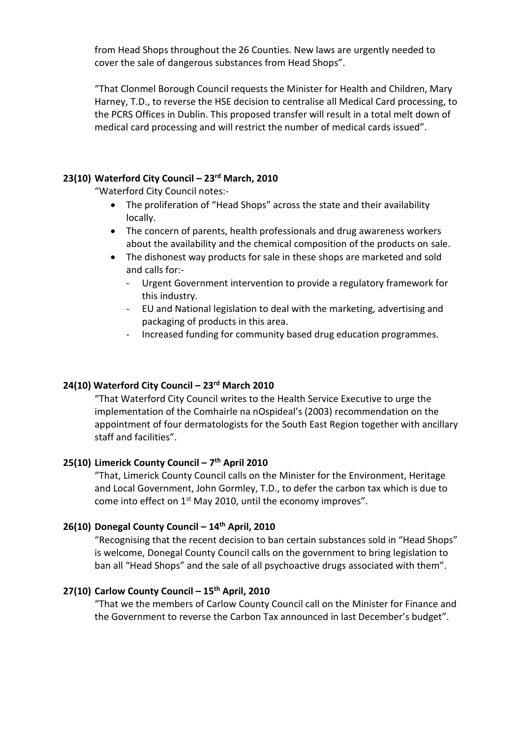from Head Shops throughout the 26 Counties. New laws are urgently needed to cover the sale of dangerous substances from Head Shops".

"That Clonmel Borough Council requests the Minister for Health and Children, Mary Harney, T.D., to reverse the HSE decision to centralise all Medical Card processing, to the PCRS Offices in Dublin. This proposed transfer will result in a total melt down of medical card processing and will restrict the number of medical cards issued".

**23(10) Waterford City Council – 23rd March, 2010**

"Waterford City Council notes:-

- The proliferation of "Head Shops" across the state and their availability locally.
- The concern of parents, health professionals and drug awareness workers about the availability and the chemical composition of the products on sale.
- The dishonest way products for sale in these shops are marketed and sold and calls for:-
  - Urgent Government intervention to provide a regulatory framework for this industry.
  - EU and National legislation to deal with the marketing, advertising and packaging of products in this area.
  - Increased funding for community based drug education programmes.

**24(10) Waterford City Council – 23rd March 2010**

"That Waterford City Council writes to the Health Service Executive to urge the implementation of the Comhairle na nOspideal's (2003) recommendation on the appointment of four dermatologists for the South East Region together with ancillary staff and facilities".

**25(10) Limerick County Council – 7th April 2010**

"That, Limerick County Council calls on the Minister for the Environment, Heritage and Local Government, John Gormley, T.D., to defer the carbon tax which is due to come into effect on 1st May 2010, until the economy improves".

**26(10) Donegal County Council – 14th April, 2010**

"Recognising that the recent decision to ban certain substances sold in "Head Shops" is welcome, Donegal County Council calls on the government to bring legislation to ban all "Head Shops" and the sale of all psychoactive drugs associated with them".

**27(10) Carlow County Council – 15th April, 2010**

"That we the members of Carlow County Council call on the Minister for Finance and the Government to reverse the Carbon Tax announced in last December's budget".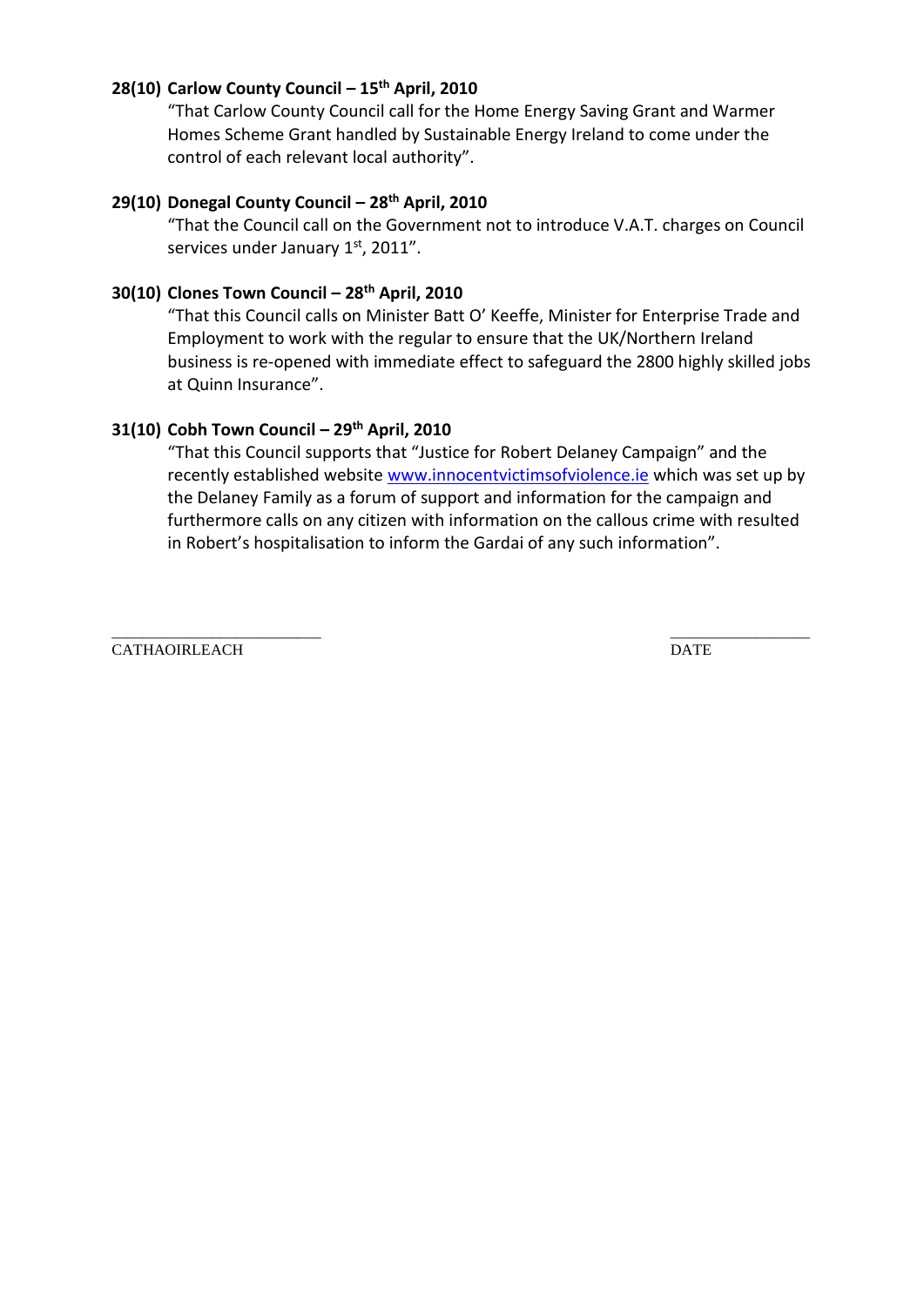**28(10) Carlow County Council – 15th April, 2010**

"That Carlow County Council call for the Home Energy Saving Grant and Warmer Homes Scheme Grant handled by Sustainable Energy Ireland to come under the control of each relevant local authority".

**29(10) Donegal County Council – 28th April, 2010**

"That the Council call on the Government not to introduce V.A.T. charges on Council services under January 1st, 2011".

**30(10) Clones Town Council – 28th April, 2010**

"That this Council calls on Minister Batt O' Keeffe, Minister for Enterprise Trade and Employment to work with the regular to ensure that the UK/Northern Ireland business is re-opened with immediate effect to safeguard the 2800 highly skilled jobs at Quinn Insurance".

**31(10) Cobh Town Council – 29th April, 2010**

"That this Council supports that "Justice for Robert Delaney Campaign" and the recently established website [www.innocentvictimsofviolence.ie](www.innocentvictimsofviolence.ie) which was set up by the Delaney Family as a forum of support and information for the campaign and furthermore calls on any citizen with information on the callous crime with resulted in Robert's hospitalisation to inform the Gardai of any such information".

\_\_\_\_\_\_\_\_\_\_\_\_\_\_\_\_\_\_\_\_\_\_\_\_\_\_

CATHAOIRLEACH

\_\_\_\_\_\_\_\_\_\_\_\_\_\_\_\_\_\_

DATE